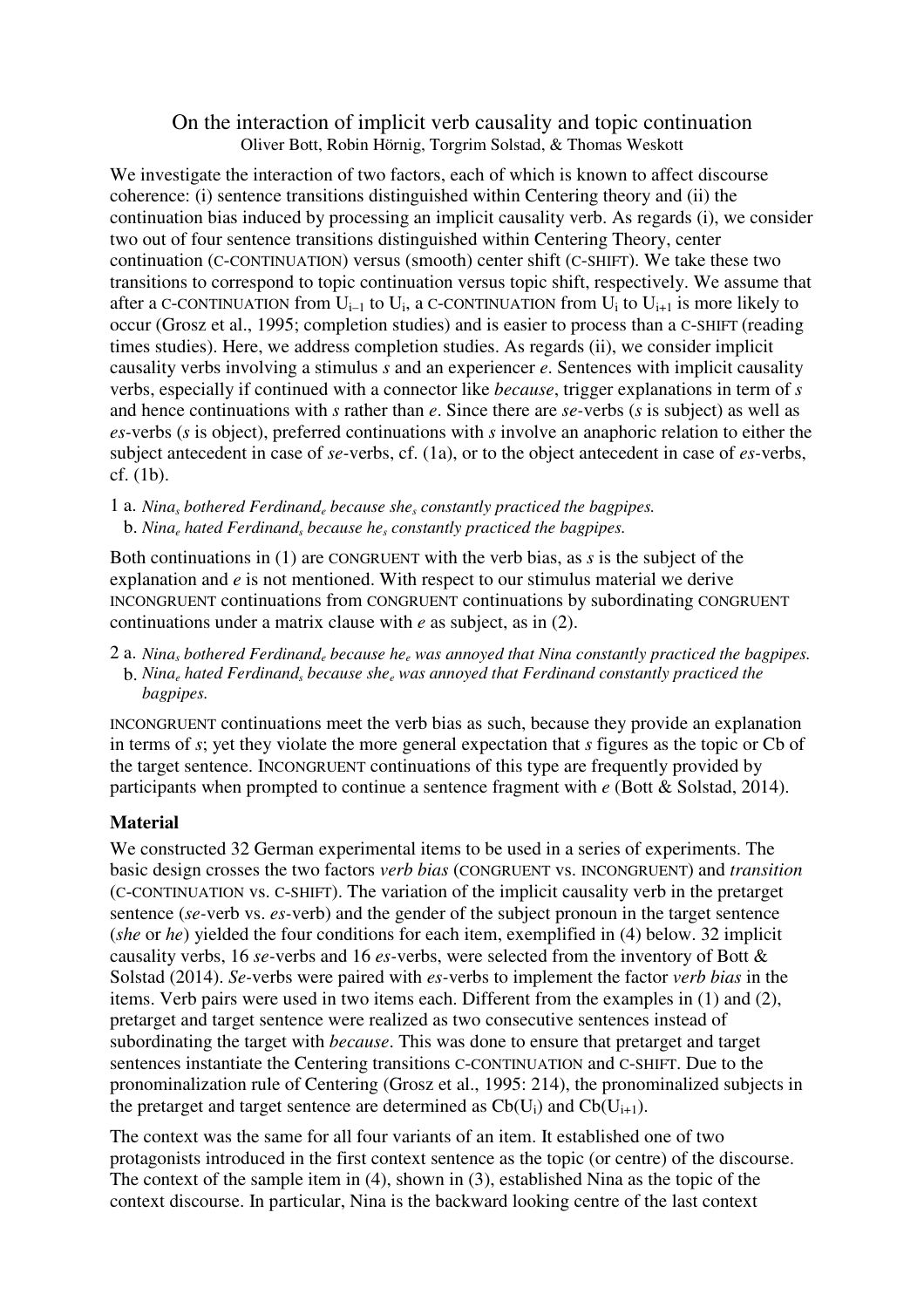# On the interaction of implicit verb causality and topic continuation

Oliver Bott, Robin Hörnig, Torgrim Solstad, & Thomas Weskott

We investigate the interaction of two factors, each of which is known to affect discourse coherence: (i) sentence transitions distinguished within Centering theory and (ii) the continuation bias induced by processing an implicit causality verb. As regards (i), we consider two out of four sentence transitions distinguished within Centering Theory, center continuation (C-CONTINUATION) versus (smooth) center shift (C-SHIFT). We take these two transitions to correspond to topic continuation versus topic shift, respectively. We assume that after a C-CONTINUATION from $U_{i-1}$ to $U_i$, a C-CONTINUATION from $U_i$ to $U_{i+1}$ is more likely to occur (Grosz et al., 1995; completion studies) and is easier to process than a C-SHIFT (reading times studies). Here, we address completion studies. As regards (ii), we consider implicit causality verbs involving a stimulus *s* and an experiencer *e*. Sentences with implicit causality verbs, especially if continued with a connector like *because*, trigger explanations in term of *s* and hence continuations with *s* rather than *e*. Since there are *se*-verbs (*s* is subject) as well as *es*-verbs (*s* is object), preferred continuations with *s* involve an anaphoric relation to either the subject antecedent in case of *se*-verbs, cf. (1a), or to the object antecedent in case of *es*-verbs, cf. (1b).

1 a. *$Nina_s$ bothered $Ferdinand_e$ because $she_s$ constantly practiced the bagpipes.*
  b. *$Nina_e$ hated $Ferdinand_s$ because $he_s$ constantly practiced the bagpipes.*

Both continuations in (1) are CONGRUENT with the verb bias, as *s* is the subject of the explanation and *e* is not mentioned. With respect to our stimulus material we derive INCONGRUENT continuations from CONGRUENT continuations by subordinating CONGRUENT continuations under a matrix clause with *e* as subject, as in (2).

2 a. *$Nina_s$ bothered $Ferdinand_e$ because $he_e$ was annoyed that Nina constantly practiced the bagpipes.*
  b. *$Nina_e$ hated $Ferdinand_s$ because $she_e$ was annoyed that Ferdinand constantly practiced the bagpipes.*

INCONGRUENT continuations meet the verb bias as such, because they provide an explanation in terms of *s*; yet they violate the more general expectation that *s* figures as the topic or Cb of the target sentence. INCONGRUENT continuations of this type are frequently provided by participants when prompted to continue a sentence fragment with *e* (Bott & Solstad, 2014).

## Material

We constructed 32 German experimental items to be used in a series of experiments. The basic design crosses the two factors *verb bias* (CONGRUENT vs. INCONGRUENT) and *transition* (C-CONTINUATION vs. C-SHIFT). The variation of the implicit causality verb in the pretarget sentence (*se*-verb vs. *es*-verb) and the gender of the subject pronoun in the target sentence (*she* or *he*) yielded the four conditions for each item, exemplified in (4) below. 32 implicit causality verbs, 16 *se*-verbs and 16 *es*-verbs, were selected from the inventory of Bott & Solstad (2014). *Se*-verbs were paired with *es*-verbs to implement the factor *verb bias* in the items. Verb pairs were used in two items each. Different from the examples in (1) and (2), pretarget and target sentence were realized as two consecutive sentences instead of subordinating the target with *because*. This was done to ensure that pretarget and target sentences instantiate the Centering transitions C-CONTINUATION and C-SHIFT. Due to the pronominalization rule of Centering (Grosz et al., 1995: 214), the pronominalized subjects in the pretarget and target sentence are determined as $Cb(U_i)$ and $Cb(U_{i+1})$.

The context was the same for all four variants of an item. It established one of two protagonists introduced in the first context sentence as the topic (or centre) of the discourse. The context of the sample item in (4), shown in (3), established Nina as the topic of the context discourse. In particular, Nina is the backward looking centre of the last context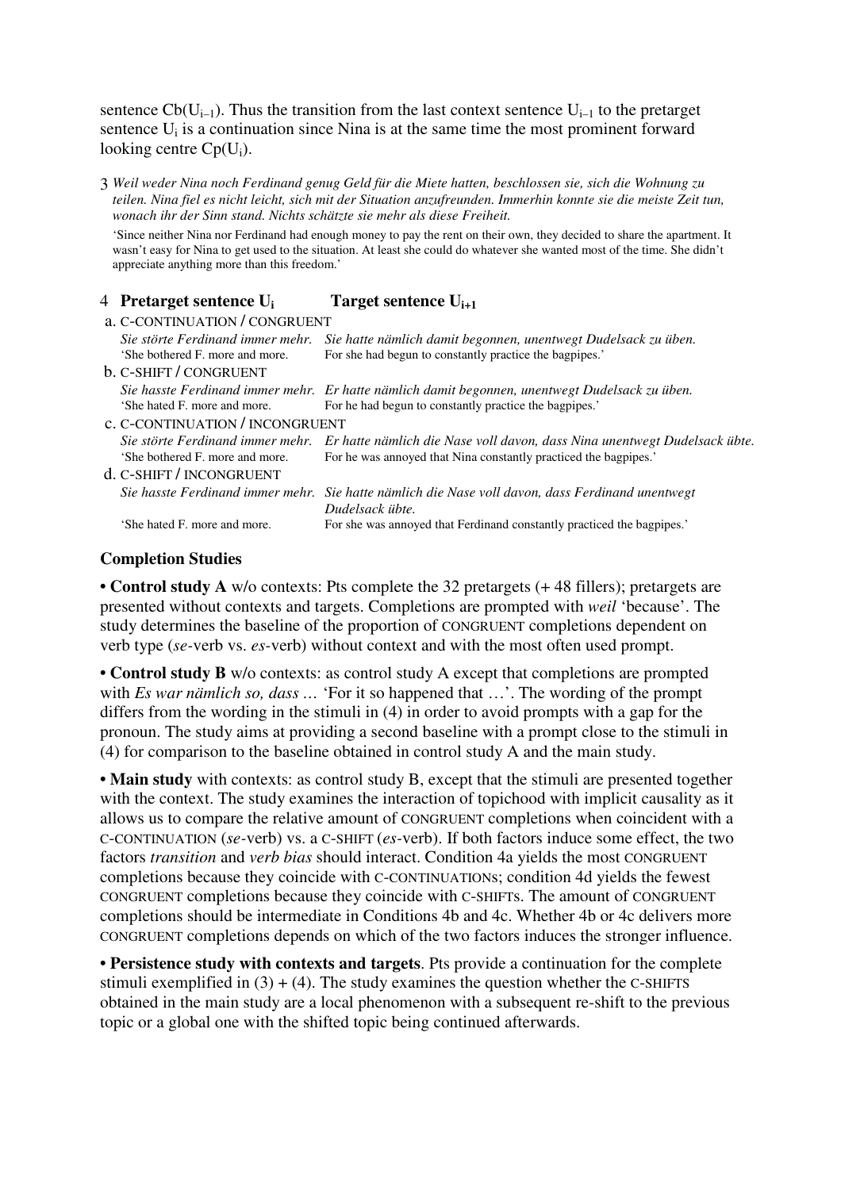sentence $Cb(U_{i-1})$. Thus the transition from the last context sentence $U_{i-1}$ to the pretarget sentence $U_i$ is a continuation since Nina is at the same time the most prominent forward looking centre $Cp(U_i)$.

3 *Weil weder Nina noch Ferdinand genug Geld für die Miete hatten, beschlossen sie, sich die Wohnung zu teilen. Nina fiel es nicht leicht, sich mit der Situation anzufreunden. Immerhin konnte sie die meiste Zeit tun, wonach ihr der Sinn stand. Nichts schätzte sie mehr als diese Freiheit.*

'Since neither Nina nor Ferdinand had enough money to pay the rent on their own, they decided to share the apartment. It wasn't easy for Nina to get used to the situation. At least she could do whatever she wanted most of the time. She didn't appreciate anything more than this freedom.'

| 4 **Pretarget sentence $U_i$** | **Target sentence $U_{i+1}$** |
|---|---|
| a. C-CONTINUATION / CONGRUENT | |
| *Sie störte Ferdinand immer mehr.* | *Sie hatte nämlich damit begonnen, unentwegt Dudelsack zu üben.* |
| 'She bothered F. more and more. | For she had begun to constantly practice the bagpipes.' |
| b. C-SHIFT / CONGRUENT | |
| *Sie hasste Ferdinand immer mehr.* | *Er hatte nämlich damit begonnen, unentwegt Dudelsack zu üben.* |
| 'She hated F. more and more. | For he had begun to constantly practice the bagpipes.' |
| c. C-CONTINUATION / INCONGRUENT | |
| *Sie störte Ferdinand immer mehr.* | *Er hatte nämlich die Nase voll davon, dass Nina unentwegt Dudelsack übte.* |
| 'She bothered F. more and more. | For he was annoyed that Nina constantly practiced the bagpipes.' |
| d. C-SHIFT / INCONGRUENT | |
| *Sie hasste Ferdinand immer mehr.* | *Sie hatte nämlich die Nase voll davon, dass Ferdinand unentwegt Dudelsack übte.* |
| 'She hated F. more and more. | For she was annoyed that Ferdinand constantly practiced the bagpipes.' |

### Completion Studies

- **Control study A** w/o contexts: Pts complete the 32 pretargets (+ 48 fillers); pretargets are presented without contexts and targets. Completions are prompted with *weil* 'because'. The study determines the baseline of the proportion of CONGRUENT completions dependent on verb type (*se*-verb vs. *es*-verb) without context and with the most often used prompt.

- **Control study B** w/o contexts: as control study A except that completions are prompted with *Es war nämlich so, dass …* 'For it so happened that …'. The wording of the prompt differs from the wording in the stimuli in (4) in order to avoid prompts with a gap for the pronoun. The study aims at providing a second baseline with a prompt close to the stimuli in (4) for comparison to the baseline obtained in control study A and the main study.

- **Main study** with contexts: as control study B, except that the stimuli are presented together with the context. The study examines the interaction of topichood with implicit causality as it allows us to compare the relative amount of CONGRUENT completions when coincident with a C-CONTINUATION (*se*-verb) vs. a C-SHIFT (*es*-verb). If both factors induce some effect, the two factors *transition* and *verb bias* should interact. Condition 4a yields the most CONGRUENT completions because they coincide with C-CONTINUATIONs; condition 4d yields the fewest CONGRUENT completions because they coincide with C-SHIFTs. The amount of CONGRUENT completions should be intermediate in Conditions 4b and 4c. Whether 4b or 4c delivers more CONGRUENT completions depends on which of the two factors induces the stronger influence.

- **Persistence study with contexts and targets**. Pts provide a continuation for the complete stimuli exemplified in (3) + (4). The study examines the question whether the C-SHIFTS obtained in the main study are a local phenomenon with a subsequent re-shift to the previous topic or a global one with the shifted topic being continued afterwards.